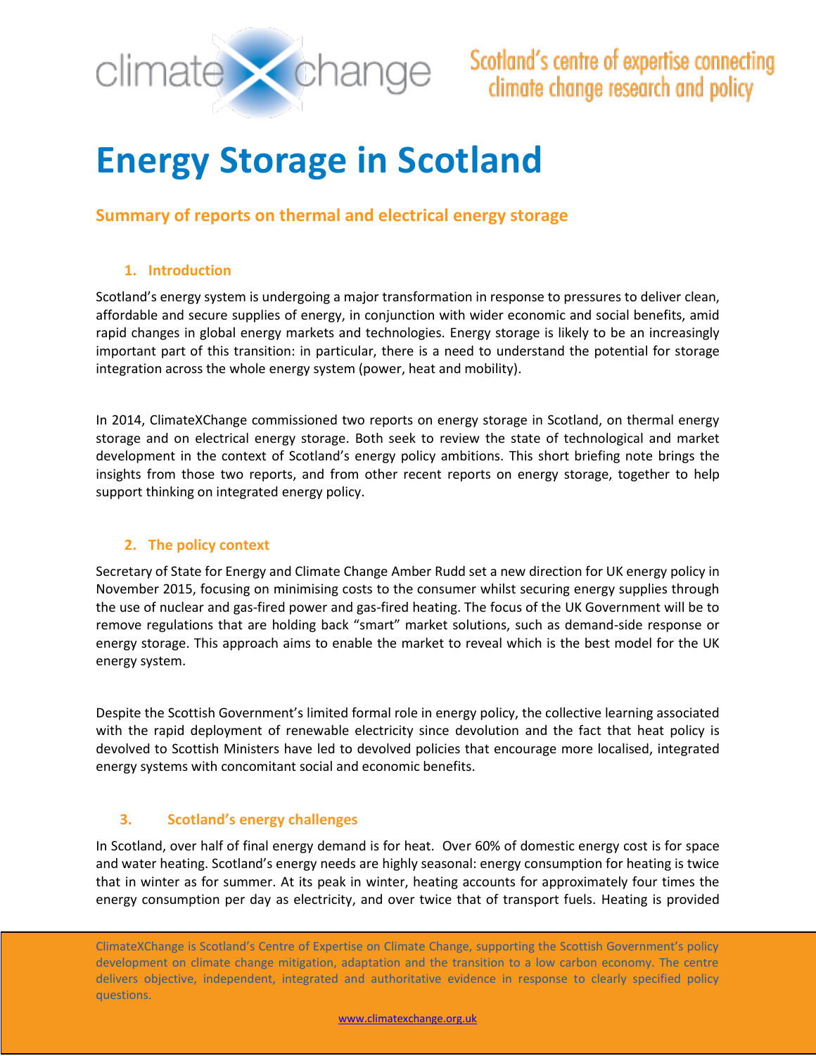# Energy Storage in Scotland

## Summary of reports on thermal and electrical energy storage

### 1. Introduction

Scotland's energy system is undergoing a major transformation in response to pressures to deliver clean, affordable and secure supplies of energy, in conjunction with wider economic and social benefits, amid rapid changes in global energy markets and technologies. Energy storage is likely to be an increasingly important part of this transition: in particular, there is a need to understand the potential for storage integration across the whole energy system (power, heat and mobility).

In 2014, ClimateXChange commissioned two reports on energy storage in Scotland, on thermal energy storage and on electrical energy storage. Both seek to review the state of technological and market development in the context of Scotland's energy policy ambitions. This short briefing note brings the insights from those two reports, and from other recent reports on energy storage, together to help support thinking on integrated energy policy.

### 2. The policy context

Secretary of State for Energy and Climate Change Amber Rudd set a new direction for UK energy policy in November 2015, focusing on minimising costs to the consumer whilst securing energy supplies through the use of nuclear and gas-fired power and gas-fired heating. The focus of the UK Government will be to remove regulations that are holding back "smart" market solutions, such as demand-side response or energy storage. This approach aims to enable the market to reveal which is the best model for the UK energy system.

Despite the Scottish Government's limited formal role in energy policy, the collective learning associated with the rapid deployment of renewable electricity since devolution and the fact that heat policy is devolved to Scottish Ministers have led to devolved policies that encourage more localised, integrated energy systems with concomitant social and economic benefits.

### 3. Scotland's energy challenges

In Scotland, over half of final energy demand is for heat. Over 60% of domestic energy cost is for space and water heating. Scotland's energy needs are highly seasonal: energy consumption for heating is twice that in winter as for summer. At its peak in winter, heating accounts for approximately four times the energy consumption per day as electricity, and over twice that of transport fuels. Heating is provided

ClimateXChange is Scotland's Centre of Expertise on Climate Change, supporting the Scottish Government's policy development on climate change mitigation, adaptation and the transition to a low carbon economy. The centre delivers objective, independent, integrated and authoritative evidence in response to clearly specified policy questions.

www.climatexchange.org.uk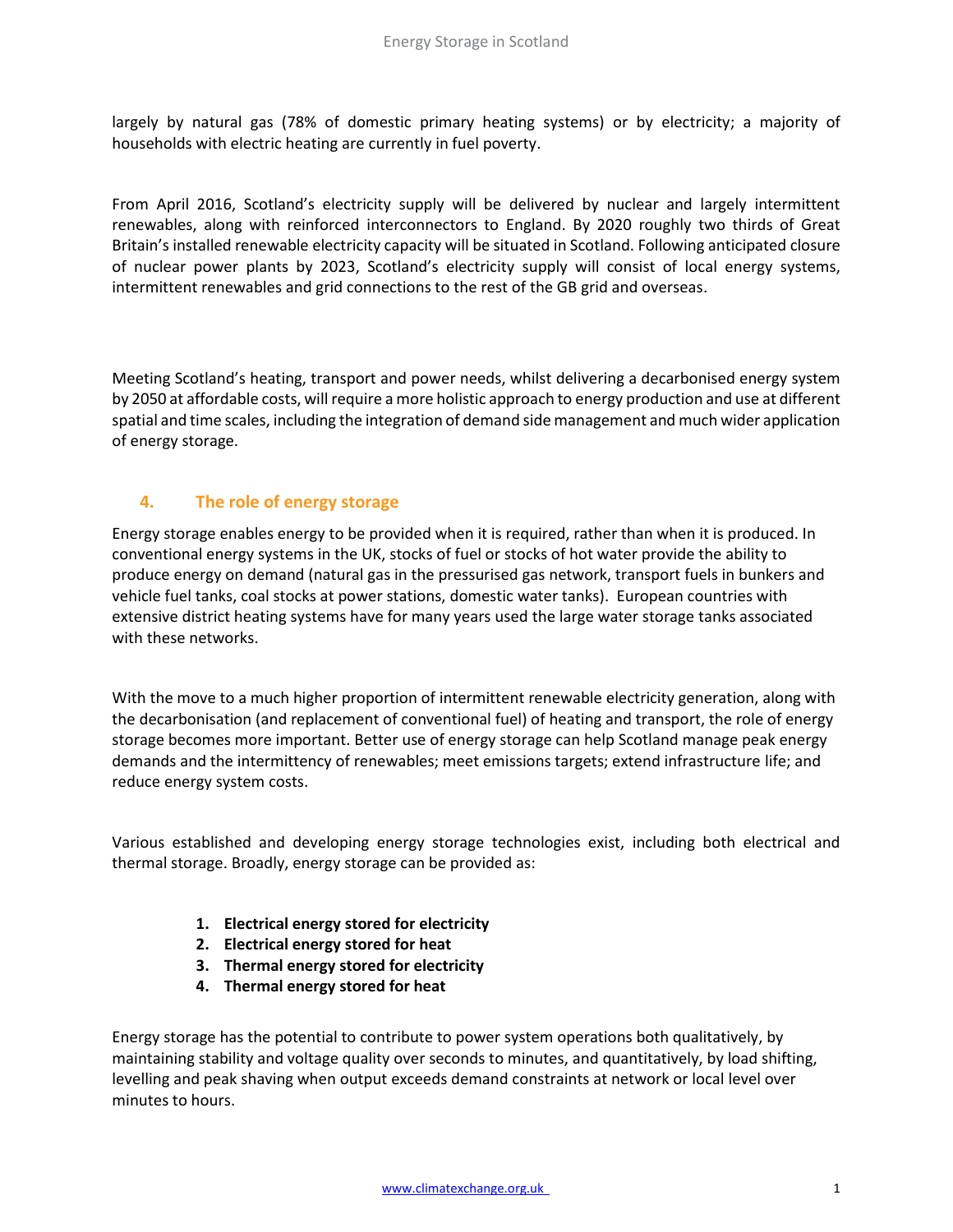largely by natural gas (78% of domestic primary heating systems) or by electricity; a majority of households with electric heating are currently in fuel poverty.

From April 2016, Scotland's electricity supply will be delivered by nuclear and largely intermittent renewables, along with reinforced interconnectors to England. By 2020 roughly two thirds of Great Britain's installed renewable electricity capacity will be situated in Scotland. Following anticipated closure of nuclear power plants by 2023, Scotland's electricity supply will consist of local energy systems, intermittent renewables and grid connections to the rest of the GB grid and overseas.

Meeting Scotland's heating, transport and power needs, whilst delivering a decarbonised energy system by 2050 at affordable costs, will require a more holistic approach to energy production and use at different spatial and time scales, including the integration of demand side management and much wider application of energy storage.

## 4. The role of energy storage

Energy storage enables energy to be provided when it is required, rather than when it is produced. In conventional energy systems in the UK, stocks of fuel or stocks of hot water provide the ability to produce energy on demand (natural gas in the pressurised gas network, transport fuels in bunkers and vehicle fuel tanks, coal stocks at power stations, domestic water tanks). European countries with extensive district heating systems have for many years used the large water storage tanks associated with these networks.

With the move to a much higher proportion of intermittent renewable electricity generation, along with the decarbonisation (and replacement of conventional fuel) of heating and transport, the role of energy storage becomes more important. Better use of energy storage can help Scotland manage peak energy demands and the intermittency of renewables; meet emissions targets; extend infrastructure life; and reduce energy system costs.

Various established and developing energy storage technologies exist, including both electrical and thermal storage. Broadly, energy storage can be provided as:

1. **Electrical energy stored for electricity**
2. **Electrical energy stored for heat**
3. **Thermal energy stored for electricity**
4. **Thermal energy stored for heat**

Energy storage has the potential to contribute to power system operations both qualitatively, by maintaining stability and voltage quality over seconds to minutes, and quantitatively, by load shifting, levelling and peak shaving when output exceeds demand constraints at network or local level over minutes to hours.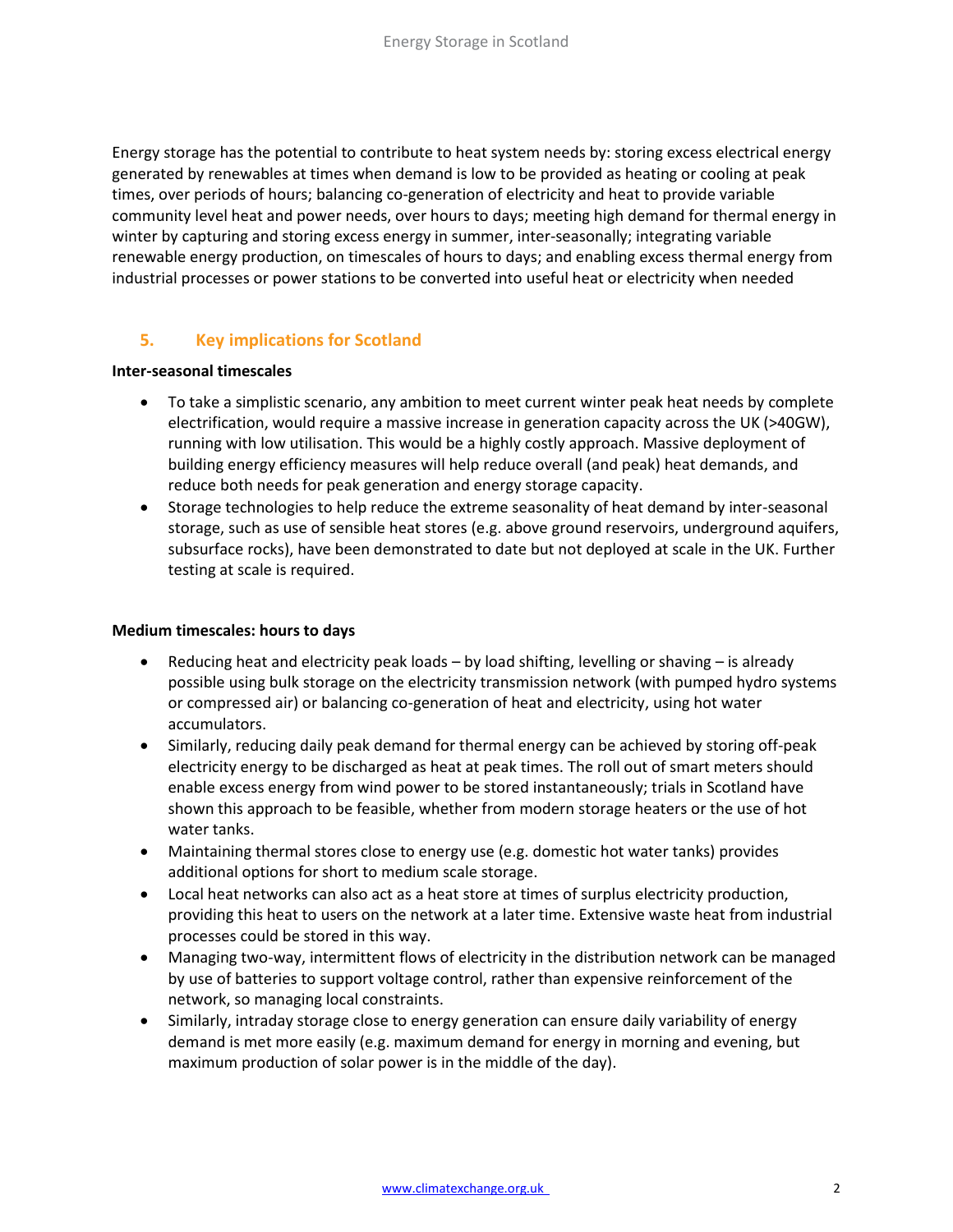Energy storage has the potential to contribute to heat system needs by: storing excess electrical energy generated by renewables at times when demand is low to be provided as heating or cooling at peak times, over periods of hours; balancing co-generation of electricity and heat to provide variable community level heat and power needs, over hours to days; meeting high demand for thermal energy in winter by capturing and storing excess energy in summer, inter-seasonally; integrating variable renewable energy production, on timescales of hours to days; and enabling excess thermal energy from industrial processes or power stations to be converted into useful heat or electricity when needed

## 5. Key implications for Scotland

**Inter-seasonal timescales**

- To take a simplistic scenario, any ambition to meet current winter peak heat needs by complete electrification, would require a massive increase in generation capacity across the UK (>40GW), running with low utilisation. This would be a highly costly approach. Massive deployment of building energy efficiency measures will help reduce overall (and peak) heat demands, and reduce both needs for peak generation and energy storage capacity.
- Storage technologies to help reduce the extreme seasonality of heat demand by inter-seasonal storage, such as use of sensible heat stores (e.g. above ground reservoirs, underground aquifers, subsurface rocks), have been demonstrated to date but not deployed at scale in the UK. Further testing at scale is required.

**Medium timescales: hours to days**

- Reducing heat and electricity peak loads – by load shifting, levelling or shaving – is already possible using bulk storage on the electricity transmission network (with pumped hydro systems or compressed air) or balancing co-generation of heat and electricity, using hot water accumulators.
- Similarly, reducing daily peak demand for thermal energy can be achieved by storing off-peak electricity energy to be discharged as heat at peak times. The roll out of smart meters should enable excess energy from wind power to be stored instantaneously; trials in Scotland have shown this approach to be feasible, whether from modern storage heaters or the use of hot water tanks.
- Maintaining thermal stores close to energy use (e.g. domestic hot water tanks) provides additional options for short to medium scale storage.
- Local heat networks can also act as a heat store at times of surplus electricity production, providing this heat to users on the network at a later time. Extensive waste heat from industrial processes could be stored in this way.
- Managing two-way, intermittent flows of electricity in the distribution network can be managed by use of batteries to support voltage control, rather than expensive reinforcement of the network, so managing local constraints.
- Similarly, intraday storage close to energy generation can ensure daily variability of energy demand is met more easily (e.g. maximum demand for energy in morning and evening, but maximum production of solar power is in the middle of the day).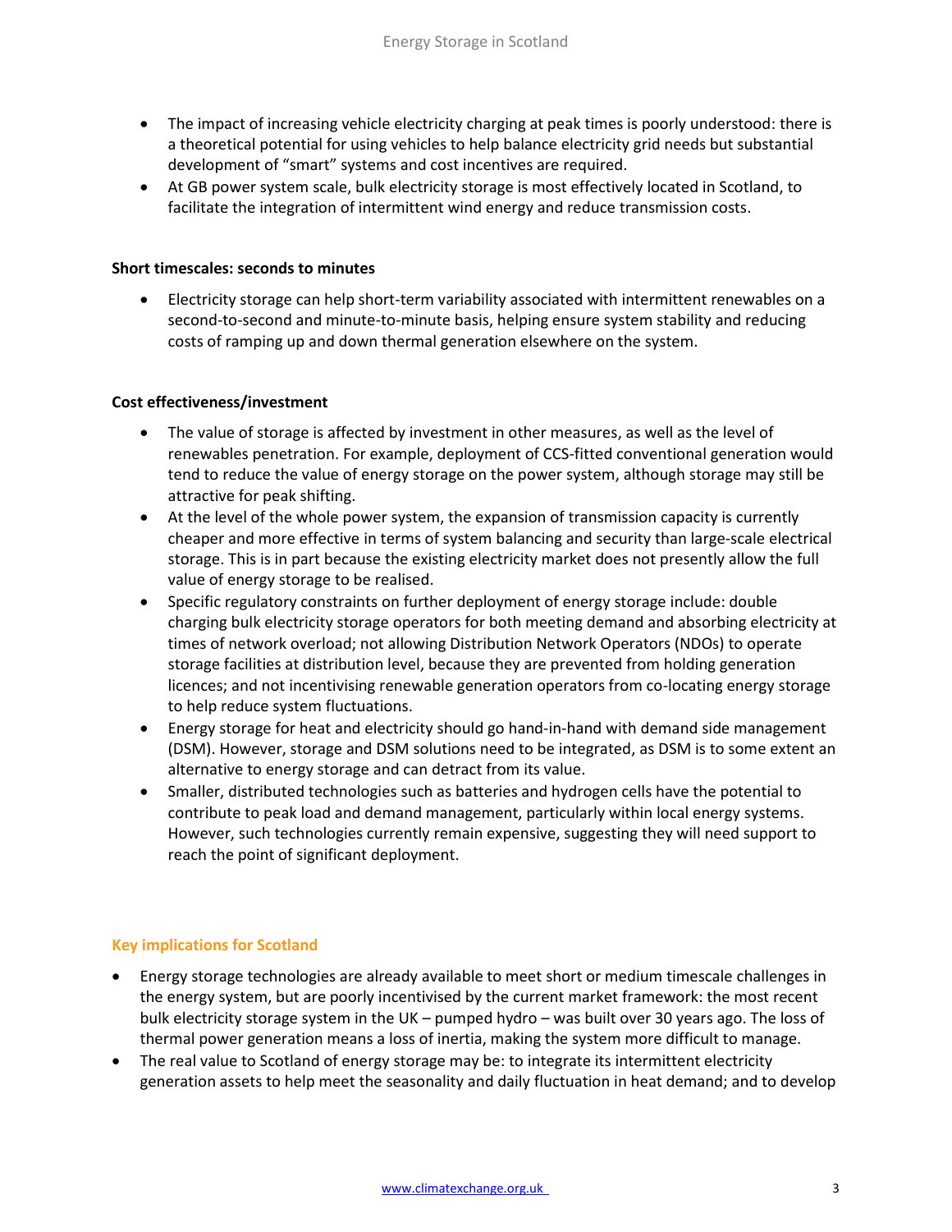- The impact of increasing vehicle electricity charging at peak times is poorly understood: there is a theoretical potential for using vehicles to help balance electricity grid needs but substantial development of "smart" systems and cost incentives are required.
- At GB power system scale, bulk electricity storage is most effectively located in Scotland, to facilitate the integration of intermittent wind energy and reduce transmission costs.

**Short timescales: seconds to minutes**

- Electricity storage can help short-term variability associated with intermittent renewables on a second-to-second and minute-to-minute basis, helping ensure system stability and reducing costs of ramping up and down thermal generation elsewhere on the system.

**Cost effectiveness/investment**

- The value of storage is affected by investment in other measures, as well as the level of renewables penetration. For example, deployment of CCS-fitted conventional generation would tend to reduce the value of energy storage on the power system, although storage may still be attractive for peak shifting.
- At the level of the whole power system, the expansion of transmission capacity is currently cheaper and more effective in terms of system balancing and security than large-scale electrical storage. This is in part because the existing electricity market does not presently allow the full value of energy storage to be realised.
- Specific regulatory constraints on further deployment of energy storage include: double charging bulk electricity storage operators for both meeting demand and absorbing electricity at times of network overload; not allowing Distribution Network Operators (NDOs) to operate storage facilities at distribution level, because they are prevented from holding generation licences; and not incentivising renewable generation operators from co-locating energy storage to help reduce system fluctuations.
- Energy storage for heat and electricity should go hand-in-hand with demand side management (DSM). However, storage and DSM solutions need to be integrated, as DSM is to some extent an alternative to energy storage and can detract from its value.
- Smaller, distributed technologies such as batteries and hydrogen cells have the potential to contribute to peak load and demand management, particularly within local energy systems. However, such technologies currently remain expensive, suggesting they will need support to reach the point of significant deployment.

## Key implications for Scotland

- Energy storage technologies are already available to meet short or medium timescale challenges in the energy system, but are poorly incentivised by the current market framework: the most recent bulk electricity storage system in the UK – pumped hydro – was built over 30 years ago. The loss of thermal power generation means a loss of inertia, making the system more difficult to manage.
- The real value to Scotland of energy storage may be: to integrate its intermittent electricity generation assets to help meet the seasonality and daily fluctuation in heat demand; and to develop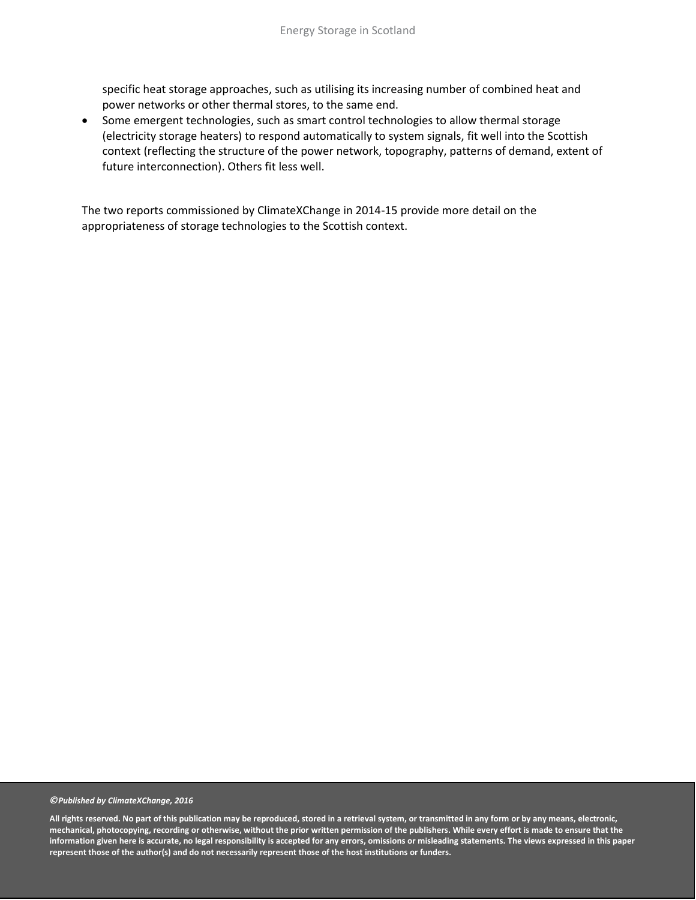specific heat storage approaches, such as utilising its increasing number of combined heat and power networks or other thermal stores, to the same end.

- Some emergent technologies, such as smart control technologies to allow thermal storage (electricity storage heaters) to respond automatically to system signals, fit well into the Scottish context (reflecting the structure of the power network, topography, patterns of demand, extent of future interconnection). Others fit less well.

The two reports commissioned by ClimateXChange in 2014-15 provide more detail on the appropriateness of storage technologies to the Scottish context.

***©Published by ClimateXChange, 2016***

**All rights reserved. No part of this publication may be reproduced, stored in a retrieval system, or transmitted in any form or by any means, electronic, mechanical, photocopying, recording or otherwise, without the prior written permission of the publishers. While every effort is made to ensure that the information given here is accurate, no legal responsibility is accepted for any errors, omissions or misleading statements. The views expressed in this paper represent those of the author(s) and do not necessarily represent those of the host institutions or funders.**